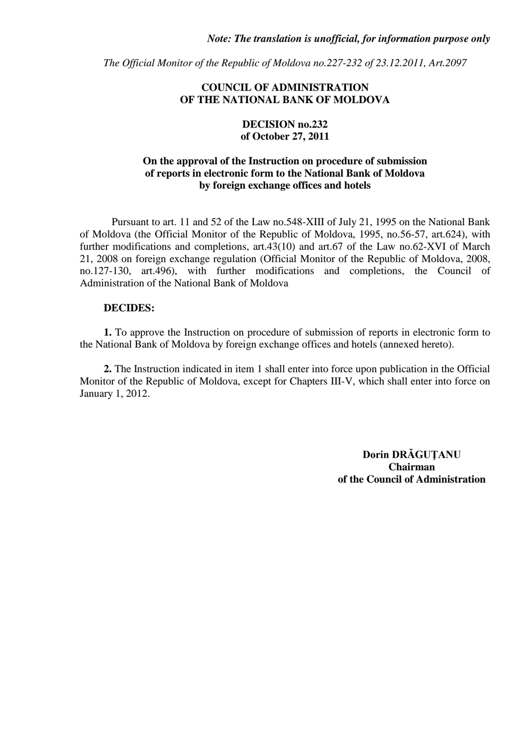*Note: The translation is unofficial, for information purpose only*

*The Official Monitor of the Republic of Moldova no.227-232 of 23.12.2011, Art.2097*

**COUNCIL OF ADMINISTRATION**
**OF THE NATIONAL BANK OF MOLDOVA**

**DECISION no.232**
**of October 27, 2011**

**On the approval of the Instruction on procedure of submission of reports in electronic form to the National Bank of Moldova by foreign exchange offices and hotels**

Pursuant to art. 11 and 52 of the Law no.548-XIII of July 21, 1995 on the National Bank of Moldova (the Official Monitor of the Republic of Moldova, 1995, no.56-57, art.624), with further modifications and completions, art.43(10) and art.67 of the Law no.62-XVI of March 21, 2008 on foreign exchange regulation (Official Monitor of the Republic of Moldova, 2008, no.127-130, art.496), with further modifications and completions, the Council of Administration of the National Bank of Moldova

**DECIDES:**

**1.** To approve the Instruction on procedure of submission of reports in electronic form to the National Bank of Moldova by foreign exchange offices and hotels (annexed hereto).

**2.** The Instruction indicated in item 1 shall enter into force upon publication in the Official Monitor of the Republic of Moldova, except for Chapters III-V, which shall enter into force on January 1, 2012.

**Dorin DRĂGUŢANU**
**Chairman**
**of the Council of Administration**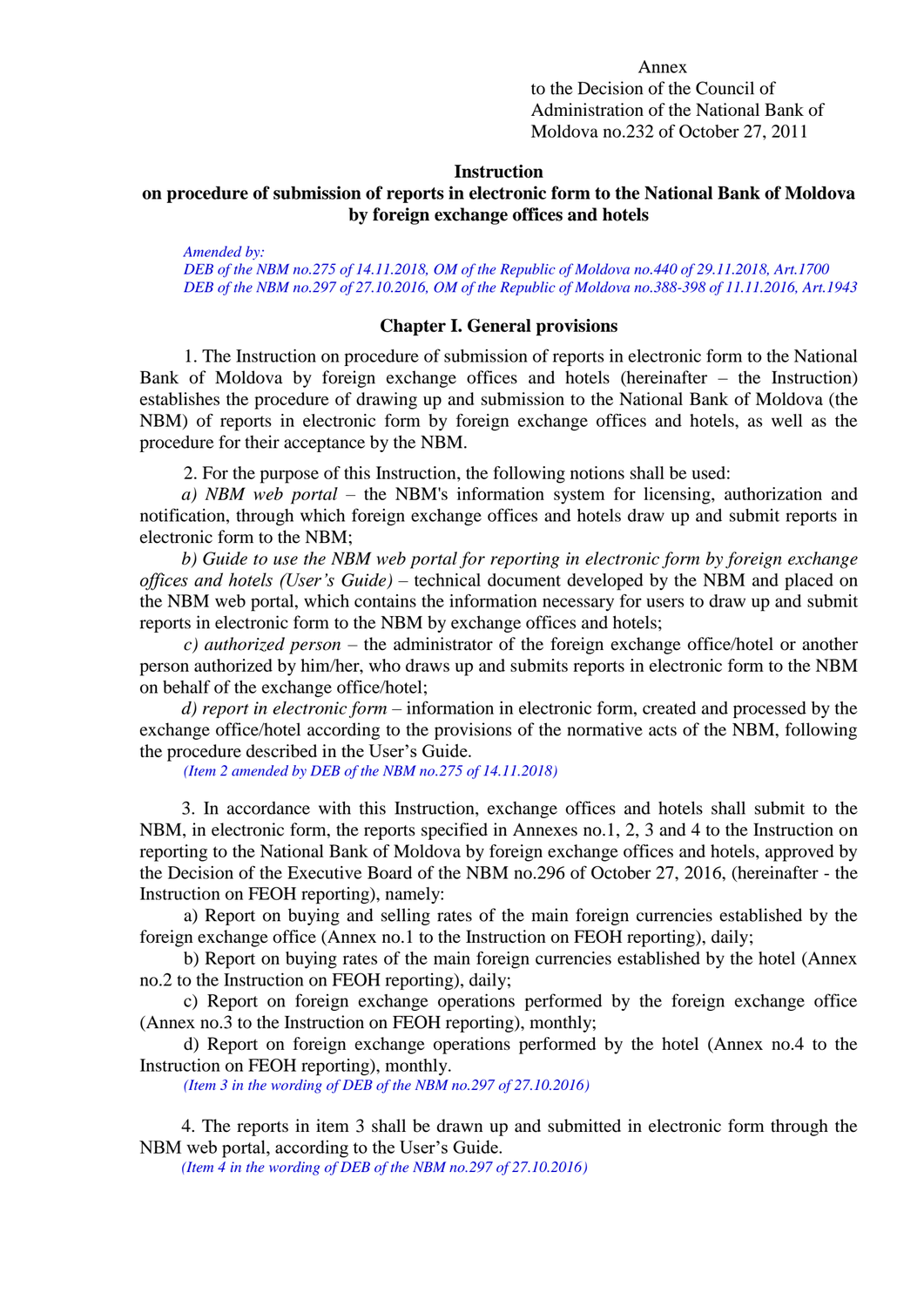Annex
to the Decision of the Council of
Administration of the National Bank of
Moldova no.232 of October 27, 2011

## Instruction
## on procedure of submission of reports in electronic form to the National Bank of Moldova by foreign exchange offices and hotels

*Amended by:*
*DEB of the NBM no.275 of 14.11.2018, OM of the Republic of Moldova no.440 of 29.11.2018, Art.1700*
*DEB of the NBM no.297 of 27.10.2016, OM of the Republic of Moldova no.388-398 of 11.11.2016, Art.1943*

### Chapter I. General provisions

1. The Instruction on procedure of submission of reports in electronic form to the National Bank of Moldova by foreign exchange offices and hotels (hereinafter – the Instruction) establishes the procedure of drawing up and submission to the National Bank of Moldova (the NBM) of reports in electronic form by foreign exchange offices and hotels, as well as the procedure for their acceptance by the NBM.

2. For the purpose of this Instruction, the following notions shall be used:

*a) NBM web portal* – the NBM's information system for licensing, authorization and notification, through which foreign exchange offices and hotels draw up and submit reports in electronic form to the NBM;

*b) Guide to use the NBM web portal for reporting in electronic form by foreign exchange offices and hotels (User's Guide)* – technical document developed by the NBM and placed on the NBM web portal, which contains the information necessary for users to draw up and submit reports in electronic form to the NBM by exchange offices and hotels;

*c) authorized person* – the administrator of the foreign exchange office/hotel or another person authorized by him/her, who draws up and submits reports in electronic form to the NBM on behalf of the exchange office/hotel;

*d) report in electronic form* – information in electronic form, created and processed by the exchange office/hotel according to the provisions of the normative acts of the NBM, following the procedure described in the User's Guide.

*(Item 2 amended by DEB of the NBM no.275 of 14.11.2018)*

3. In accordance with this Instruction, exchange offices and hotels shall submit to the NBM, in electronic form, the reports specified in Annexes no.1, 2, 3 and 4 to the Instruction on reporting to the National Bank of Moldova by foreign exchange offices and hotels, approved by the Decision of the Executive Board of the NBM no.296 of October 27, 2016, (hereinafter - the Instruction on FEOH reporting), namely:

a) Report on buying and selling rates of the main foreign currencies established by the foreign exchange office (Annex no.1 to the Instruction on FEOH reporting), daily;

b) Report on buying rates of the main foreign currencies established by the hotel (Annex no.2 to the Instruction on FEOH reporting), daily;

c) Report on foreign exchange operations performed by the foreign exchange office (Annex no.3 to the Instruction on FEOH reporting), monthly;

d) Report on foreign exchange operations performed by the hotel (Annex no.4 to the Instruction on FEOH reporting), monthly.

*(Item 3 in the wording of DEB of the NBM no.297 of 27.10.2016)*

4. The reports in item 3 shall be drawn up and submitted in electronic form through the NBM web portal, according to the User's Guide.

*(Item 4 in the wording of DEB of the NBM no.297 of 27.10.2016)*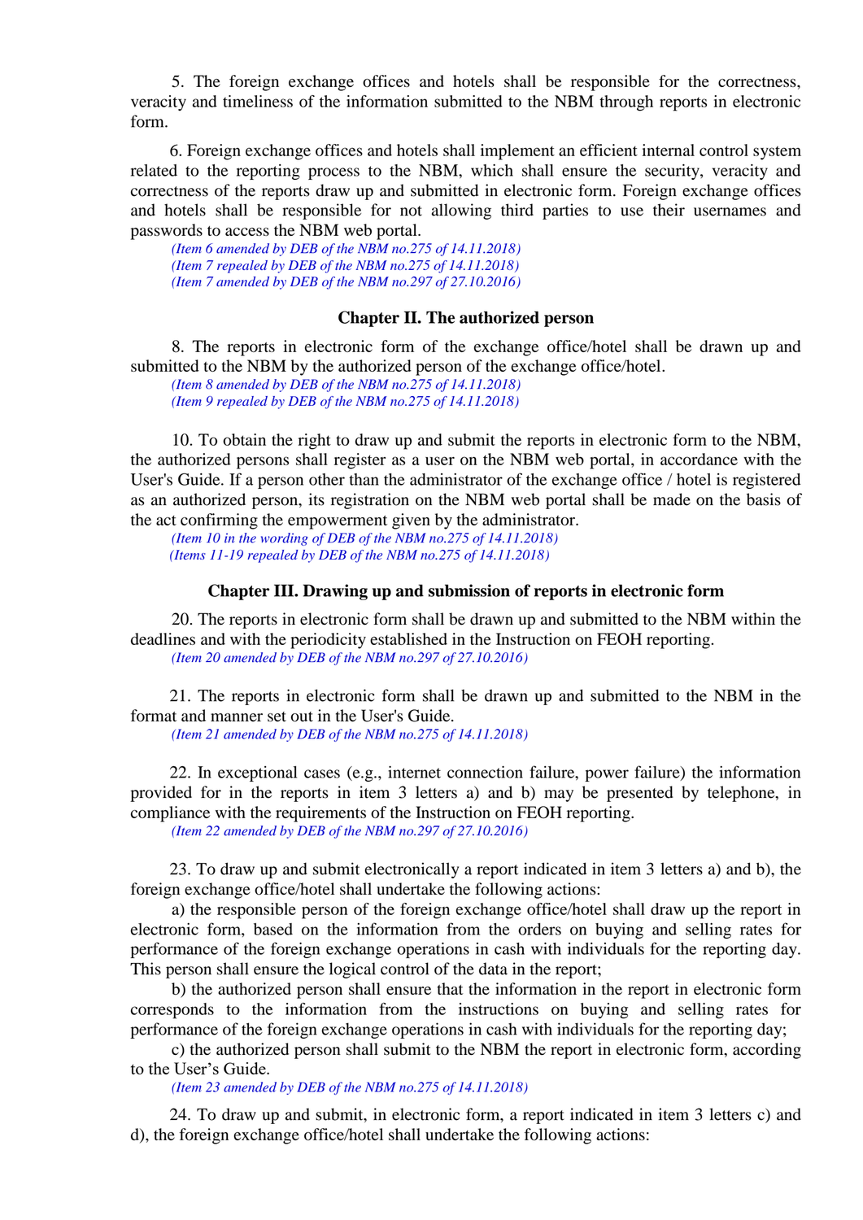5. The foreign exchange offices and hotels shall be responsible for the correctness, veracity and timeliness of the information submitted to the NBM through reports in electronic form.

6. Foreign exchange offices and hotels shall implement an efficient internal control system related to the reporting process to the NBM, which shall ensure the security, veracity and correctness of the reports draw up and submitted in electronic form. Foreign exchange offices and hotels shall be responsible for not allowing third parties to use their usernames and passwords to access the NBM web portal.

*(Item 6 amended by DEB of the NBM no.275 of 14.11.2018)*
*(Item 7 repealed by DEB of the NBM no.275 of 14.11.2018)*
*(Item 7 amended by DEB of the NBM no.297 of 27.10.2016)*

## Chapter II. The authorized person

8. The reports in electronic form of the exchange office/hotel shall be drawn up and submitted to the NBM by the authorized person of the exchange office/hotel.

*(Item 8 amended by DEB of the NBM no.275 of 14.11.2018)*
*(Item 9 repealed by DEB of the NBM no.275 of 14.11.2018)*

10. To obtain the right to draw up and submit the reports in electronic form to the NBM, the authorized persons shall register as a user on the NBM web portal, in accordance with the User's Guide. If a person other than the administrator of the exchange office / hotel is registered as an authorized person, its registration on the NBM web portal shall be made on the basis of the act confirming the empowerment given by the administrator.

*(Item 10 in the wording of DEB of the NBM no.275 of 14.11.2018)*
*(Items 11-19 repealed by DEB of the NBM no.275 of 14.11.2018)*

## Chapter III. Drawing up and submission of reports in electronic form

20. The reports in electronic form shall be drawn up and submitted to the NBM within the deadlines and with the periodicity established in the Instruction on FEOH reporting.

*(Item 20 amended by DEB of the NBM no.297 of 27.10.2016)*

21. The reports in electronic form shall be drawn up and submitted to the NBM in the format and manner set out in the User's Guide.

*(Item 21 amended by DEB of the NBM no.275 of 14.11.2018)*

22. In exceptional cases (e.g., internet connection failure, power failure) the information provided for in the reports in item 3 letters a) and b) may be presented by telephone, in compliance with the requirements of the Instruction on FEOH reporting.

*(Item 22 amended by DEB of the NBM no.297 of 27.10.2016)*

23. To draw up and submit electronically a report indicated in item 3 letters a) and b), the foreign exchange office/hotel shall undertake the following actions:

a) the responsible person of the foreign exchange office/hotel shall draw up the report in electronic form, based on the information from the orders on buying and selling rates for performance of the foreign exchange operations in cash with individuals for the reporting day. This person shall ensure the logical control of the data in the report;

b) the authorized person shall ensure that the information in the report in electronic form corresponds to the information from the instructions on buying and selling rates for performance of the foreign exchange operations in cash with individuals for the reporting day;

c) the authorized person shall submit to the NBM the report in electronic form, according to the User's Guide.

*(Item 23 amended by DEB of the NBM no.275 of 14.11.2018)*

24. To draw up and submit, in electronic form, a report indicated in item 3 letters c) and d), the foreign exchange office/hotel shall undertake the following actions: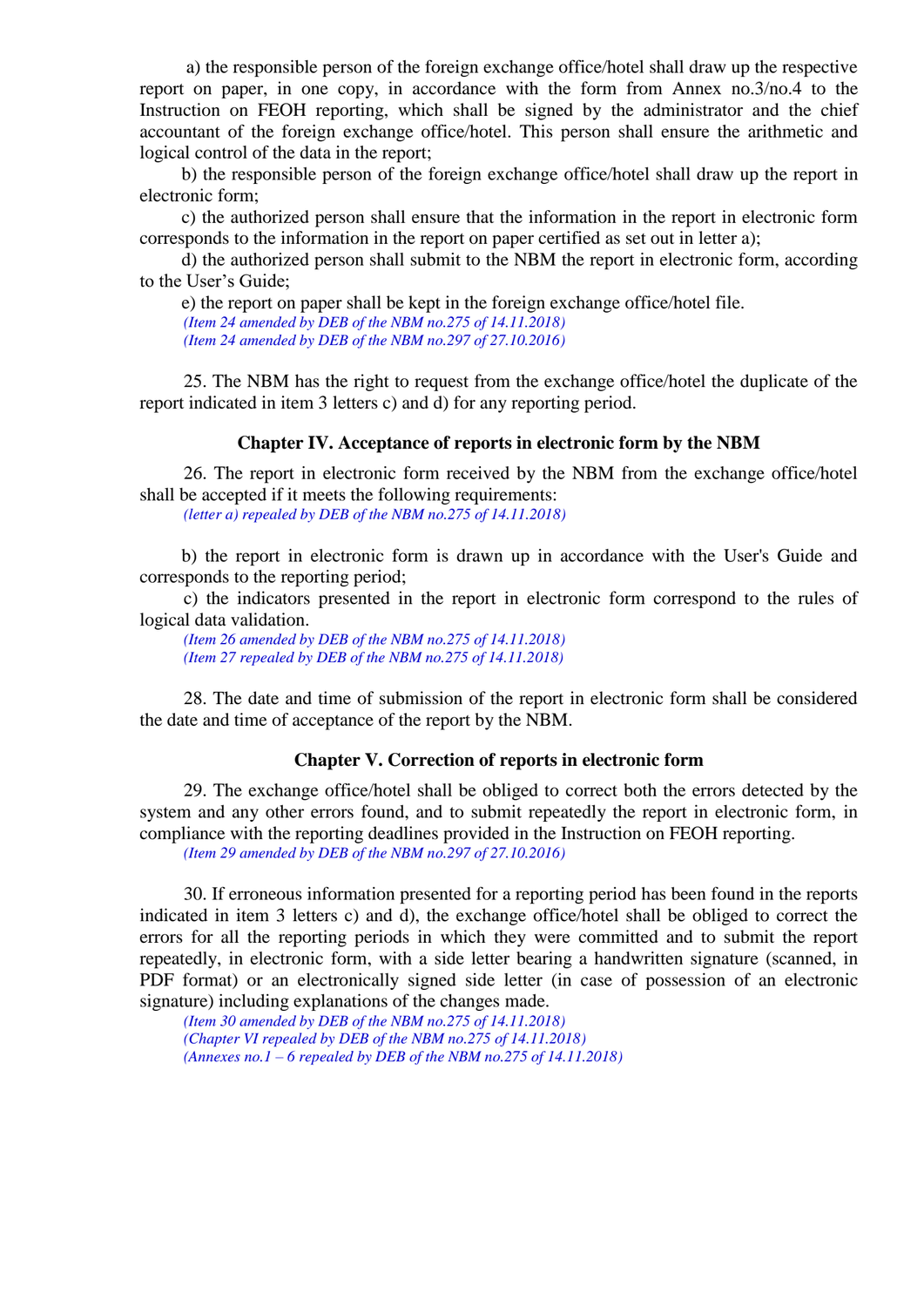a) the responsible person of the foreign exchange office/hotel shall draw up the respective report on paper, in one copy, in accordance with the form from Annex no.3/no.4 to the Instruction on FEOH reporting, which shall be signed by the administrator and the chief accountant of the foreign exchange office/hotel. This person shall ensure the arithmetic and logical control of the data in the report;

b) the responsible person of the foreign exchange office/hotel shall draw up the report in electronic form;

c) the authorized person shall ensure that the information in the report in electronic form corresponds to the information in the report on paper certified as set out in letter a);

d) the authorized person shall submit to the NBM the report in electronic form, according to the User's Guide;

e) the report on paper shall be kept in the foreign exchange office/hotel file.

*(Item 24 amended by DEB of the NBM no.275 of 14.11.2018)*
*(Item 24 amended by DEB of the NBM no.297 of 27.10.2016)*

25. The NBM has the right to request from the exchange office/hotel the duplicate of the report indicated in item 3 letters c) and d) for any reporting period.

## Chapter IV. Acceptance of reports in electronic form by the NBM

26. The report in electronic form received by the NBM from the exchange office/hotel shall be accepted if it meets the following requirements:

*(letter a) repealed by DEB of the NBM no.275 of 14.11.2018)*

b) the report in electronic form is drawn up in accordance with the User's Guide and corresponds to the reporting period;

c) the indicators presented in the report in electronic form correspond to the rules of logical data validation.

*(Item 26 amended by DEB of the NBM no.275 of 14.11.2018)*
*(Item 27 repealed by DEB of the NBM no.275 of 14.11.2018)*

28. The date and time of submission of the report in electronic form shall be considered the date and time of acceptance of the report by the NBM.

## Chapter V. Correction of reports in electronic form

29. The exchange office/hotel shall be obliged to correct both the errors detected by the system and any other errors found, and to submit repeatedly the report in electronic form, in compliance with the reporting deadlines provided in the Instruction on FEOH reporting.

*(Item 29 amended by DEB of the NBM no.297 of 27.10.2016)*

30. If erroneous information presented for a reporting period has been found in the reports indicated in item 3 letters c) and d), the exchange office/hotel shall be obliged to correct the errors for all the reporting periods in which they were committed and to submit the report repeatedly, in electronic form, with a side letter bearing a handwritten signature (scanned, in PDF format) or an electronically signed side letter (in case of possession of an electronic signature) including explanations of the changes made.

*(Item 30 amended by DEB of the NBM no.275 of 14.11.2018)*
*(Chapter VI repealed by DEB of the NBM no.275 of 14.11.2018)*
*(Annexes no.1 – 6 repealed by DEB of the NBM no.275 of 14.11.2018)*